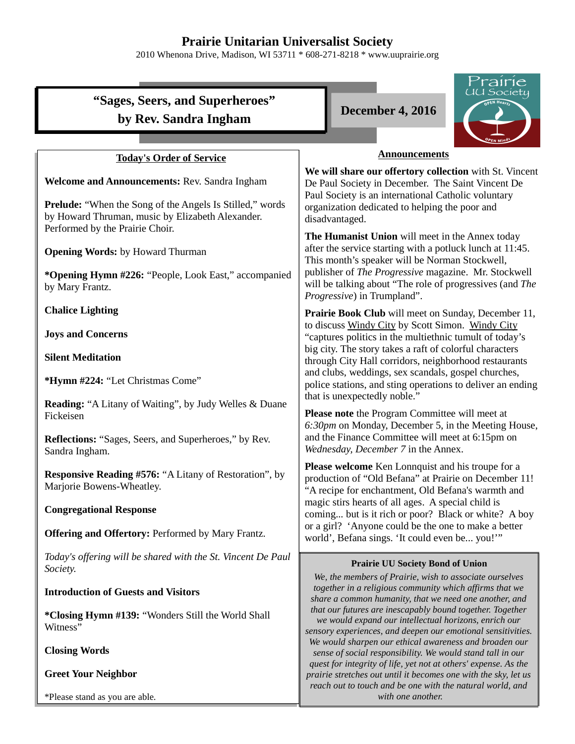# Prairie Unitarian Universalist Society

2010 Whenona Drive, Madison, WI 53711 * 608-271-8218 * www.uuprairie.org

## "Sages, Seers, and Superheroes" by Rev. Sandra Ingham

**December 4, 2016**

Prairie UU Society — OPEN Hearts — OPEN Minds

### Today's Order of Service

**Welcome and Announcements:** Rev. Sandra Ingham

**Prelude:** "When the Song of the Angels Is Stilled," words by Howard Thruman, music by Elizabeth Alexander. Performed by the Prairie Choir.

**Opening Words:** by Howard Thurman

***Opening Hymn #226:** "People, Look East," accompanied by Mary Frantz.

**Chalice Lighting**

**Joys and Concerns**

**Silent Meditation**

***Hymn #224:** "Let Christmas Come"

**Reading:** "A Litany of Waiting", by Judy Welles & Duane Fickeisen

**Reflections:** "Sages, Seers, and Superheroes," by Rev. Sandra Ingham.

**Responsive Reading #576:** "A Litany of Restoration", by Marjorie Bowens-Wheatley.

**Congregational Response**

**Offering and Offertory:** Performed by Mary Frantz.

*Today's offering will be shared with the St. Vincent De Paul Society.*

**Introduction of Guests and Visitors**

***Closing Hymn #139:** "Wonders Still the World Shall Witness"

**Closing Words**

**Greet Your Neighbor**

*Please stand as you are able.

### Announcements

**We will share our offertory collection** with St. Vincent De Paul Society in December. The Saint Vincent De Paul Society is an international Catholic voluntary organization dedicated to helping the poor and disadvantaged.

**The Humanist Union** will meet in the Annex today after the service starting with a potluck lunch at 11:45. This month's speaker will be Norman Stockwell, publisher of *The Progressive* magazine. Mr. Stockwell will be talking about "The role of progressives (and *The Progressive*) in Trumpland".

**Prairie Book Club** will meet on Sunday, December 11, to discuss Windy City by Scott Simon. Windy City "captures politics in the multiethnic tumult of today's big city. The story takes a raft of colorful characters through City Hall corridors, neighborhood restaurants and clubs, weddings, sex scandals, gospel churches, police stations, and sting operations to deliver an ending that is unexpectedly noble."

**Please note** the Program Committee will meet at *6:30pm* on Monday, December 5, in the Meeting House, and the Finance Committee will meet at 6:15pm on *Wednesday, December 7* in the Annex.

**Please welcome** Ken Lonnquist and his troupe for a production of "Old Befana" at Prairie on December 11! "A recipe for enchantment, Old Befana's warmth and magic stirs hearts of all ages. A special child is coming... but is it rich or poor? Black or white? A boy or a girl? 'Anyone could be the one to make a better world', Befana sings. 'It could even be... you!'"

### Prairie UU Society Bond of Union

*We, the members of Prairie, wish to associate ourselves together in a religious community which affirms that we share a common humanity, that we need one another, and that our futures are inescapably bound together. Together we would expand our intellectual horizons, enrich our sensory experiences, and deepen our emotional sensitivities. We would sharpen our ethical awareness and broaden our sense of social responsibility. We would stand tall in our quest for integrity of life, yet not at others' expense. As the prairie stretches out until it becomes one with the sky, let us reach out to touch and be one with the natural world, and with one another.*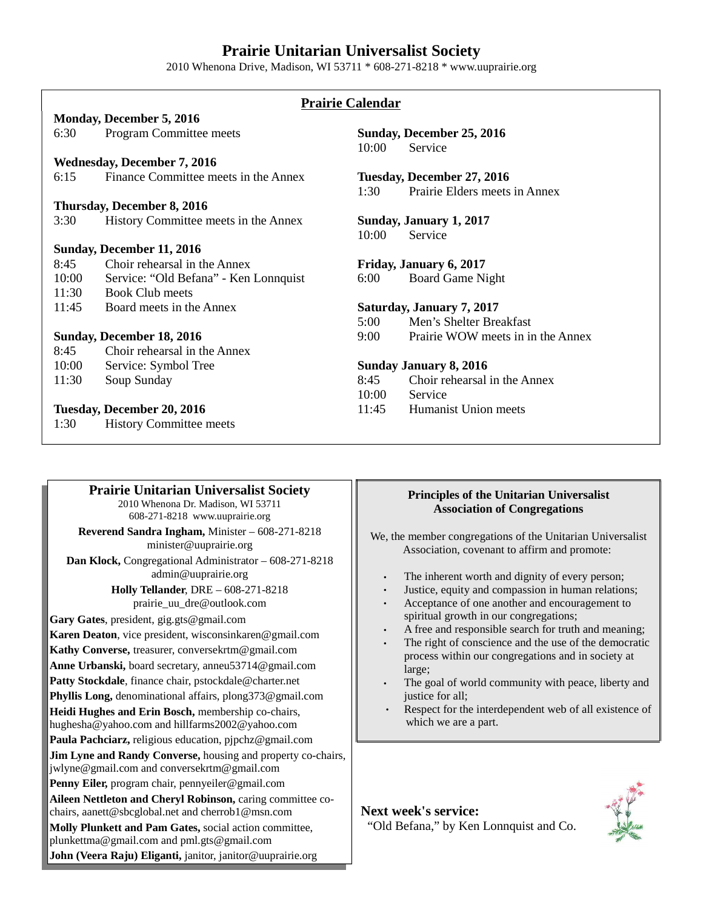# Prairie Unitarian Universalist Society

2010 Whenona Drive, Madison, WI 53711 * 608-271-8218 * www.uuprairie.org

## Prairie Calendar

**Monday, December 5, 2016**
6:30 Program Committee meets

**Wednesday, December 7, 2016**
6:15 Finance Committee meets in the Annex

**Thursday, December 8, 2016**
3:30 History Committee meets in the Annex

**Sunday, December 11, 2016**
8:45 Choir rehearsal in the Annex
10:00 Service: "Old Befana" - Ken Lonnquist
11:30 Book Club meets
11:45 Board meets in the Annex

**Sunday, December 18, 2016**
8:45 Choir rehearsal in the Annex
10:00 Service: Symbol Tree
11:30 Soup Sunday

**Tuesday, December 20, 2016**
1:30 History Committee meets

**Sunday, December 25, 2016**
10:00 Service

**Tuesday, December 27, 2016**
1:30 Prairie Elders meets in Annex

**Sunday, January 1, 2017**
10:00 Service

**Friday, January 6, 2017**
6:00 Board Game Night

**Saturday, January 7, 2017**
5:00 Men's Shelter Breakfast
9:00 Prairie WOW meets in in the Annex

**Sunday January 8, 2016**
8:45 Choir rehearsal in the Annex
10:00 Service
11:45 Humanist Union meets

## Prairie Unitarian Universalist Society

2010 Whenona Dr. Madison, WI 53711
608-271-8218 www.uuprairie.org

**Reverend Sandra Ingham,** Minister – 608-271-8218
minister@uuprairie.org

**Dan Klock,** Congregational Administrator – 608-271-8218
admin@uuprairie.org

**Holly Tellander**, DRE – 608-271-8218
prairie_uu_dre@outlook.com

**Gary Gates**, president, gig.gts@gmail.com
**Karen Deaton**, vice president, wisconsinkaren@gmail.com
**Kathy Converse,** treasurer, conversekrtm@gmail.com
**Anne Urbanski,** board secretary, anneu53714@gmail.com
**Patty Stockdale**, finance chair, pstockdale@charter.net
**Phyllis Long,** denominational affairs, plong373@gmail.com
**Heidi Hughes and Erin Bosch,** membership co-chairs, hughesha@yahoo.com and hillfarms2002@yahoo.com
**Paula Pachciarz,** religious education, pjpchz@gmail.com
**Jim Lyne and Randy Converse,** housing and property co-chairs, jwlyne@gmail.com and conversekrtm@gmail.com
**Penny Eiler,** program chair, pennyeiler@gmail.com
**Aileen Nettleton and Cheryl Robinson,** caring committee co-chairs, aanett@sbcglobal.net and cherrob1@msn.com
**Molly Plunkett and Pam Gates,** social action committee, plunkettma@gmail.com and pml.gts@gmail.com
**John (Veera Raju) Eliganti,** janitor, janitor@uuprairie.org

### Principles of the Unitarian Universalist Association of Congregations

We, the member congregations of the Unitarian Universalist Association, covenant to affirm and promote:

- The inherent worth and dignity of every person;
- Justice, equity and compassion in human relations;
- Acceptance of one another and encouragement to spiritual growth in our congregations;
- A free and responsible search for truth and meaning;
- The right of conscience and the use of the democratic process within our congregations and in society at large;
- The goal of world community with peace, liberty and justice for all;
- Respect for the interdependent web of all existence of which we are a part.

**Next week's service:**
"Old Befana," by Ken Lonnquist and Co.